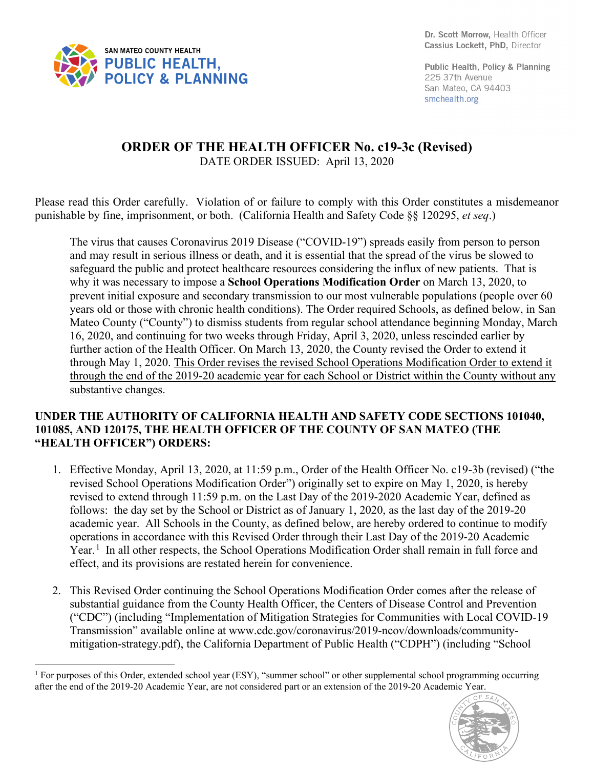SAN MATEO COUNTY HEALTH
**PUBLIC HEALTH, POLICY & PLANNING**

**Dr. Scott Morrow,** Health Officer
**Cassius Lockett, PhD,** Director

**Public Health, Policy & Planning**
225 37th Avenue
San Mateo, CA 94403
smchealth.org

# ORDER OF THE HEALTH OFFICER No. c19-3c (Revised)

DATE ORDER ISSUED: April 13, 2020

Please read this Order carefully. Violation of or failure to comply with this Order constitutes a misdemeanor punishable by fine, imprisonment, or both. (California Health and Safety Code §§ 120295, *et seq*.)

> The virus that causes Coronavirus 2019 Disease ("COVID-19") spreads easily from person to person and may result in serious illness or death, and it is essential that the spread of the virus be slowed to safeguard the public and protect healthcare resources considering the influx of new patients. That is why it was necessary to impose a **School Operations Modification Order** on March 13, 2020, to prevent initial exposure and secondary transmission to our most vulnerable populations (people over 60 years old or those with chronic health conditions). The Order required Schools, as defined below, in San Mateo County ("County") to dismiss students from regular school attendance beginning Monday, March 16, 2020, and continuing for two weeks through Friday, April 3, 2020, unless rescinded earlier by further action of the Health Officer. On March 13, 2020, the County revised the Order to extend it through May 1, 2020. <u>This Order revises the revised School Operations Modification Order to extend it through the end of the 2019-20 academic year for each School or District within the County without any substantive changes.</u>

**UNDER THE AUTHORITY OF CALIFORNIA HEALTH AND SAFETY CODE SECTIONS 101040, 101085, AND 120175, THE HEALTH OFFICER OF THE COUNTY OF SAN MATEO (THE "HEALTH OFFICER") ORDERS:**

1. Effective Monday, April 13, 2020, at 11:59 p.m., Order of the Health Officer No. c19-3b (revised) ("the revised School Operations Modification Order") originally set to expire on May 1, 2020, is hereby revised to extend through 11:59 p.m. on the Last Day of the 2019-2020 Academic Year, defined as follows: the day set by the School or District as of January 1, 2020, as the last day of the 2019-20 academic year. All Schools in the County, as defined below, are hereby ordered to continue to modify operations in accordance with this Revised Order through their Last Day of the 2019-20 Academic Year.[1] In all other respects, the School Operations Modification Order shall remain in full force and effect, and its provisions are restated herein for convenience.

2. This Revised Order continuing the School Operations Modification Order comes after the release of substantial guidance from the County Health Officer, the Centers of Disease Control and Prevention ("CDC") (including "Implementation of Mitigation Strategies for Communities with Local COVID-19 Transmission" available online at www.cdc.gov/coronavirus/2019-ncov/downloads/community-mitigation-strategy.pdf), the California Department of Public Health ("CDPH") (including "School

[1] For purposes of this Order, extended school year (ESY), "summer school" or other supplemental school programming occurring after the end of the 2019-20 Academic Year, are not considered part or an extension of the 2019-20 Academic Year.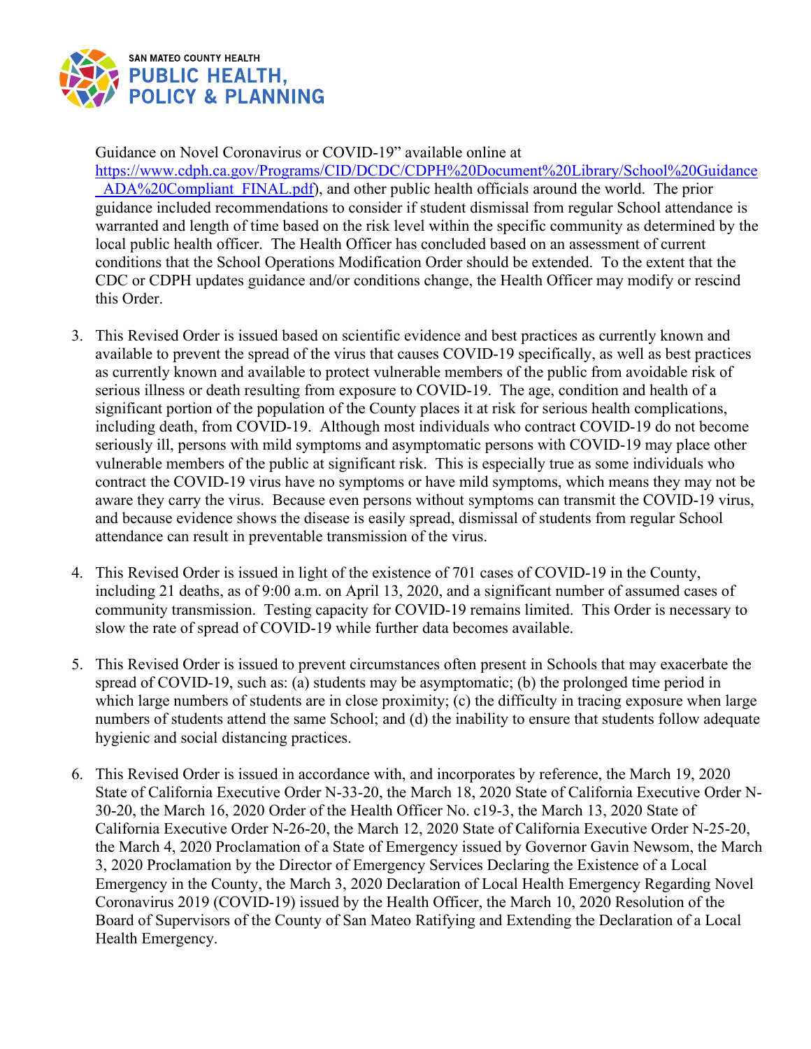Guidance on Novel Coronavirus or COVID-19" available online at [https://www.cdph.ca.gov/Programs/CID/DCDC/CDPH%20Document%20Library/School%20Guidance_ADA%20Compliant_FINAL.pdf](https://www.cdph.ca.gov/Programs/CID/DCDC/CDPH%20Document%20Library/School%20Guidance_ADA%20Compliant_FINAL.pdf)), and other public health officials around the world. The prior guidance included recommendations to consider if student dismissal from regular School attendance is warranted and length of time based on the risk level within the specific community as determined by the local public health officer. The Health Officer has concluded based on an assessment of current conditions that the School Operations Modification Order should be extended. To the extent that the CDC or CDPH updates guidance and/or conditions change, the Health Officer may modify or rescind this Order.

3. This Revised Order is issued based on scientific evidence and best practices as currently known and available to prevent the spread of the virus that causes COVID-19 specifically, as well as best practices as currently known and available to protect vulnerable members of the public from avoidable risk of serious illness or death resulting from exposure to COVID-19. The age, condition and health of a significant portion of the population of the County places it at risk for serious health complications, including death, from COVID-19. Although most individuals who contract COVID-19 do not become seriously ill, persons with mild symptoms and asymptomatic persons with COVID-19 may place other vulnerable members of the public at significant risk. This is especially true as some individuals who contract the COVID-19 virus have no symptoms or have mild symptoms, which means they may not be aware they carry the virus. Because even persons without symptoms can transmit the COVID-19 virus, and because evidence shows the disease is easily spread, dismissal of students from regular School attendance can result in preventable transmission of the virus.

4. This Revised Order is issued in light of the existence of 701 cases of COVID-19 in the County, including 21 deaths, as of 9:00 a.m. on April 13, 2020, and a significant number of assumed cases of community transmission. Testing capacity for COVID-19 remains limited. This Order is necessary to slow the rate of spread of COVID-19 while further data becomes available.

5. This Revised Order is issued to prevent circumstances often present in Schools that may exacerbate the spread of COVID-19, such as: (a) students may be asymptomatic; (b) the prolonged time period in which large numbers of students are in close proximity; (c) the difficulty in tracing exposure when large numbers of students attend the same School; and (d) the inability to ensure that students follow adequate hygienic and social distancing practices.

6. This Revised Order is issued in accordance with, and incorporates by reference, the March 19, 2020 State of California Executive Order N-33-20, the March 18, 2020 State of California Executive Order N-30-20, the March 16, 2020 Order of the Health Officer No. c19-3, the March 13, 2020 State of California Executive Order N-26-20, the March 12, 2020 State of California Executive Order N-25-20, the March 4, 2020 Proclamation of a State of Emergency issued by Governor Gavin Newsom, the March 3, 2020 Proclamation by the Director of Emergency Services Declaring the Existence of a Local Emergency in the County, the March 3, 2020 Declaration of Local Health Emergency Regarding Novel Coronavirus 2019 (COVID-19) issued by the Health Officer, the March 10, 2020 Resolution of the Board of Supervisors of the County of San Mateo Ratifying and Extending the Declaration of a Local Health Emergency.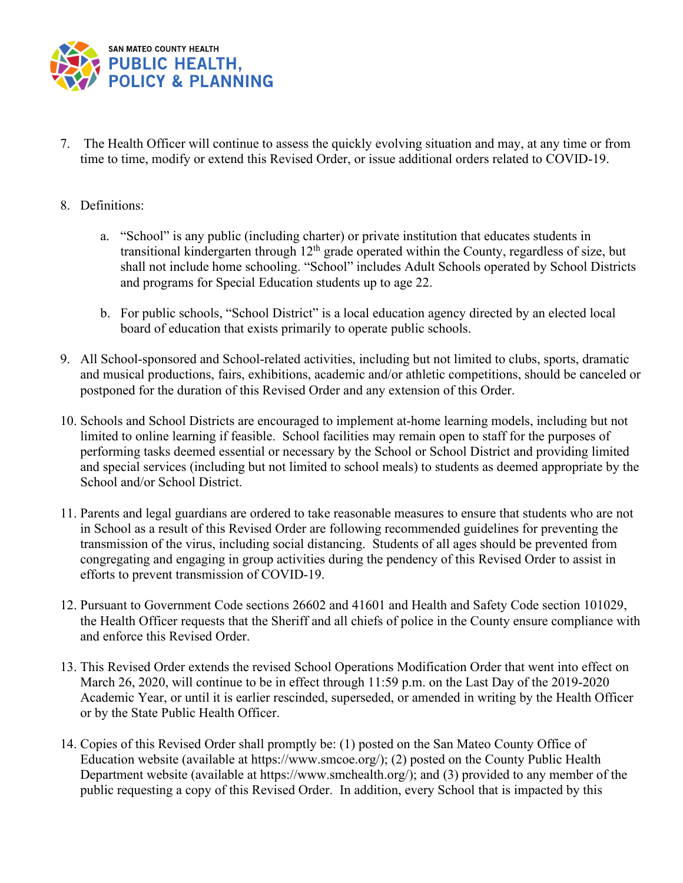7. The Health Officer will continue to assess the quickly evolving situation and may, at any time or from time to time, modify or extend this Revised Order, or issue additional orders related to COVID-19.

8. Definitions:

   a. "School" is any public (including charter) or private institution that educates students in transitional kindergarten through 12th grade operated within the County, regardless of size, but shall not include home schooling. "School" includes Adult Schools operated by School Districts and programs for Special Education students up to age 22.

   b. For public schools, "School District" is a local education agency directed by an elected local board of education that exists primarily to operate public schools.

9. All School-sponsored and School-related activities, including but not limited to clubs, sports, dramatic and musical productions, fairs, exhibitions, academic and/or athletic competitions, should be canceled or postponed for the duration of this Revised Order and any extension of this Order.

10. Schools and School Districts are encouraged to implement at-home learning models, including but not limited to online learning if feasible. School facilities may remain open to staff for the purposes of performing tasks deemed essential or necessary by the School or School District and providing limited and special services (including but not limited to school meals) to students as deemed appropriate by the School and/or School District.

11. Parents and legal guardians are ordered to take reasonable measures to ensure that students who are not in School as a result of this Revised Order are following recommended guidelines for preventing the transmission of the virus, including social distancing. Students of all ages should be prevented from congregating and engaging in group activities during the pendency of this Revised Order to assist in efforts to prevent transmission of COVID-19.

12. Pursuant to Government Code sections 26602 and 41601 and Health and Safety Code section 101029, the Health Officer requests that the Sheriff and all chiefs of police in the County ensure compliance with and enforce this Revised Order.

13. This Revised Order extends the revised School Operations Modification Order that went into effect on March 26, 2020, will continue to be in effect through 11:59 p.m. on the Last Day of the 2019-2020 Academic Year, or until it is earlier rescinded, superseded, or amended in writing by the Health Officer or by the State Public Health Officer.

14. Copies of this Revised Order shall promptly be: (1) posted on the San Mateo County Office of Education website (available at https://www.smcoe.org/); (2) posted on the County Public Health Department website (available at https://www.smchealth.org/); and (3) provided to any member of the public requesting a copy of this Revised Order. In addition, every School that is impacted by this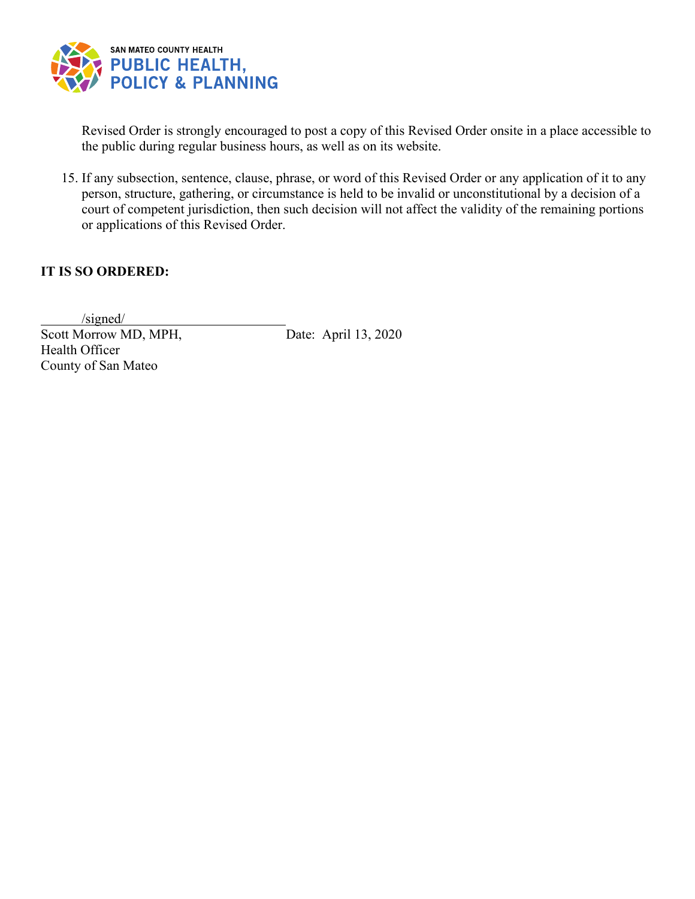Revised Order is strongly encouraged to post a copy of this Revised Order onsite in a place accessible to the public during regular business hours, as well as on its website.

15. If any subsection, sentence, clause, phrase, or word of this Revised Order or any application of it to any person, structure, gathering, or circumstance is held to be invalid or unconstitutional by a decision of a court of competent jurisdiction, then such decision will not affect the validity of the remaining portions or applications of this Revised Order.

**IT IS SO ORDERED:**

/signed/

Scott Morrow MD, MPH,
Health Officer
County of San Mateo

Date: April 13, 2020